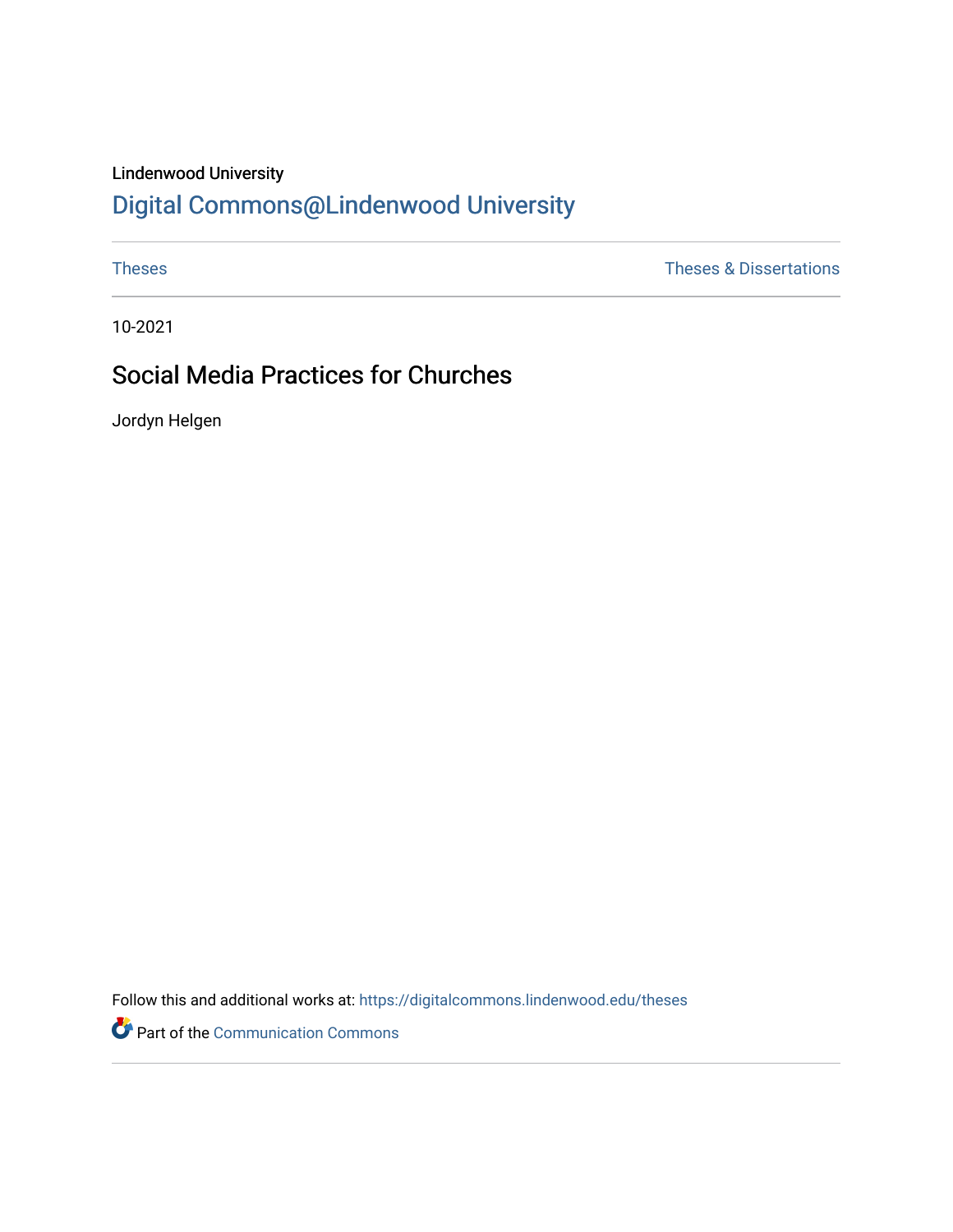Lindenwood University

## Digital Commons@Lindenwood University

Theses | Theses & Dissertations

10-2021

# Social Media Practices for Churches

Jordyn Helgen

Follow this and additional works at: https://digitalcommons.lindenwood.edu/theses

Part of the Communication Commons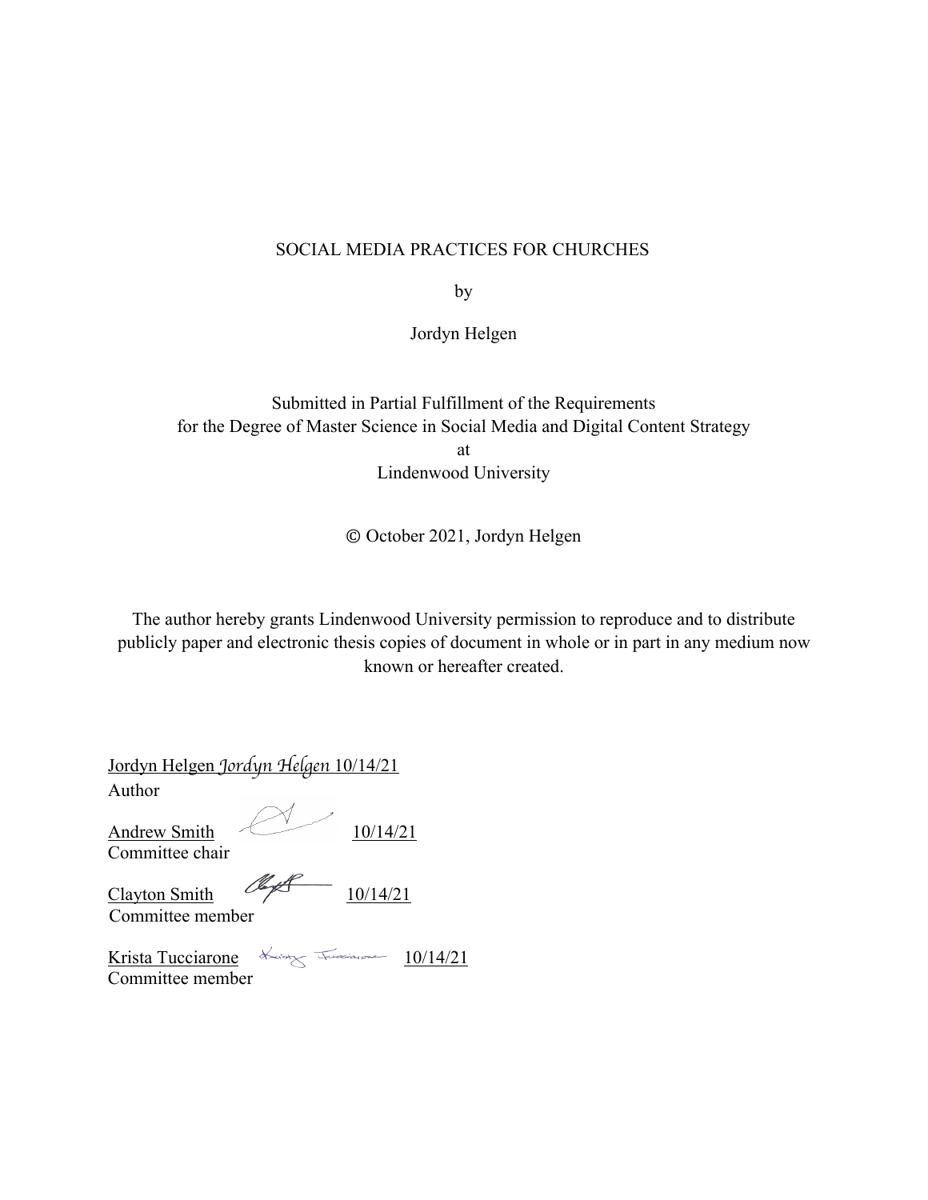SOCIAL MEDIA PRACTICES FOR CHURCHES

by

Jordyn Helgen

Submitted in Partial Fulfillment of the Requirements
for the Degree of Master Science in Social Media and Digital Content Strategy
at
Lindenwood University

© October 2021, Jordyn Helgen

The author hereby grants Lindenwood University permission to reproduce and to distribute publicly paper and electronic thesis copies of document in whole or in part in any medium now known or hereafter created.

Jordyn Helgen *Jordyn Helgen* 10/14/21
Author

Andrew Smith 10/14/21
Committee chair

Clayton Smith 10/14/21
Committee member

Krista Tucciarone 10/14/21
Committee member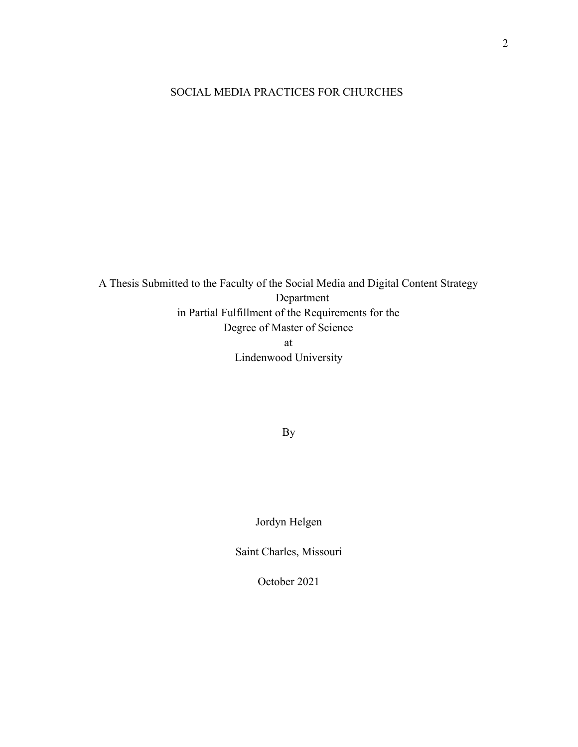# SOCIAL MEDIA PRACTICES FOR CHURCHES

A Thesis Submitted to the Faculty of the Social Media and Digital Content Strategy Department
in Partial Fulfillment of the Requirements for the
Degree of Master of Science
at
Lindenwood University

By

Jordyn Helgen

Saint Charles, Missouri

October 2021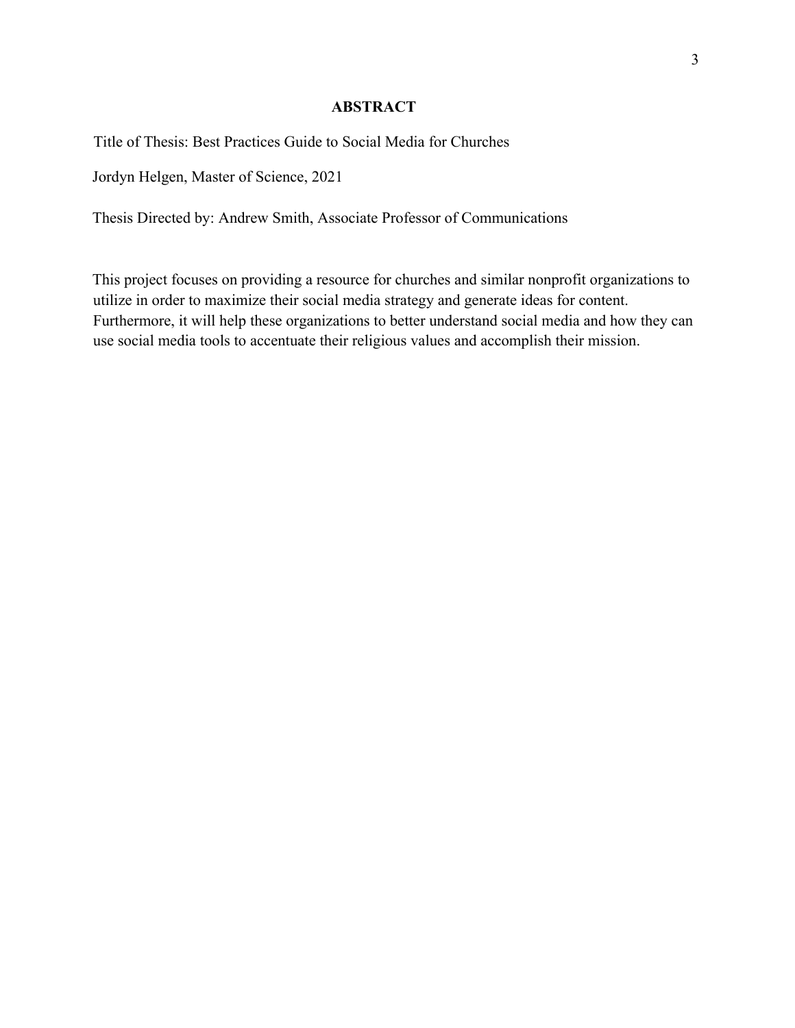# ABSTRACT

Title of Thesis: Best Practices Guide to Social Media for Churches

Jordyn Helgen, Master of Science, 2021

Thesis Directed by: Andrew Smith, Associate Professor of Communications

This project focuses on providing a resource for churches and similar nonprofit organizations to utilize in order to maximize their social media strategy and generate ideas for content. Furthermore, it will help these organizations to better understand social media and how they can use social media tools to accentuate their religious values and accomplish their mission.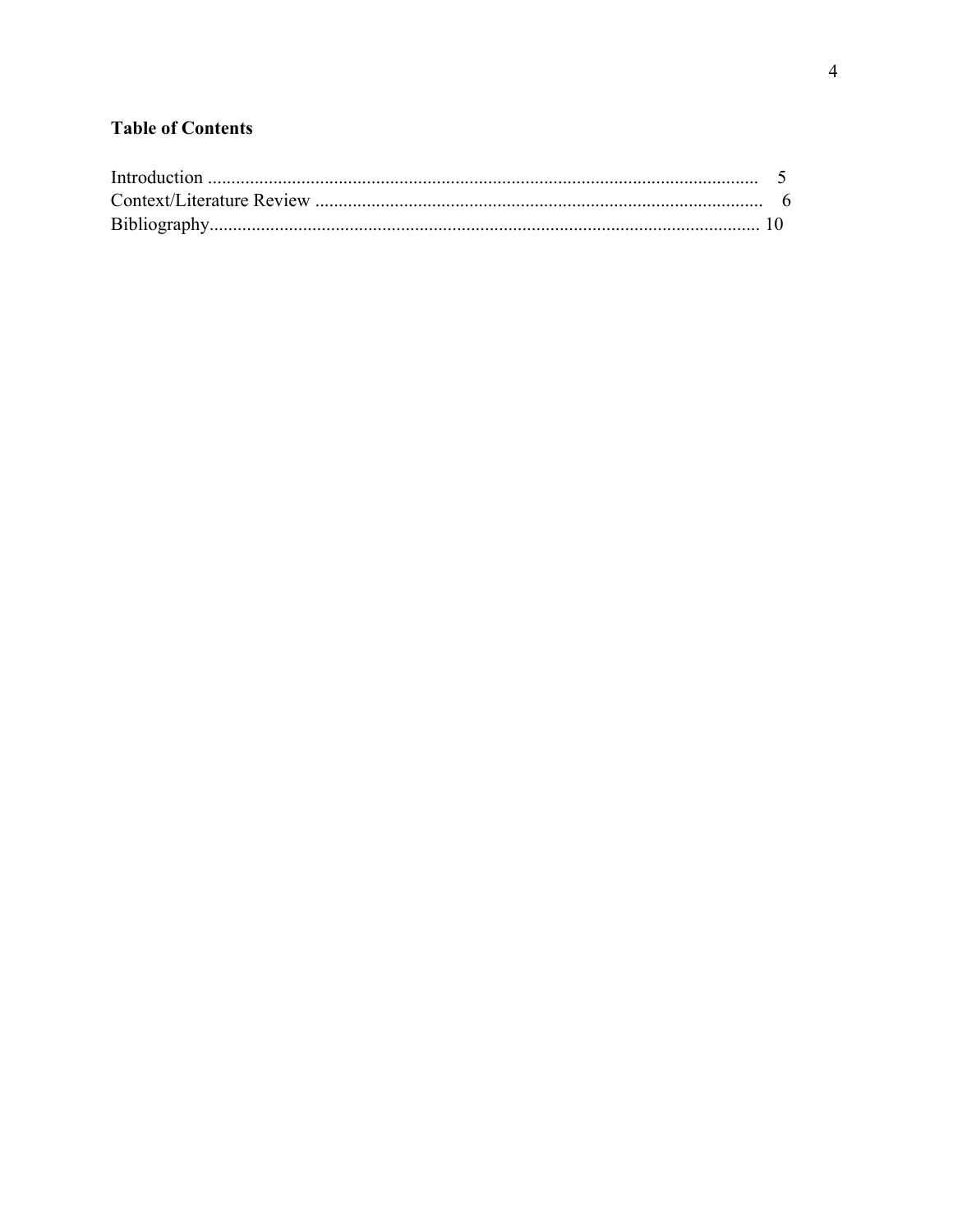**Table of Contents**

Introduction ..................................................................................................................... 5
Context/Literature Review ............................................................................................... 6
Bibliography.................................................................................................................... 10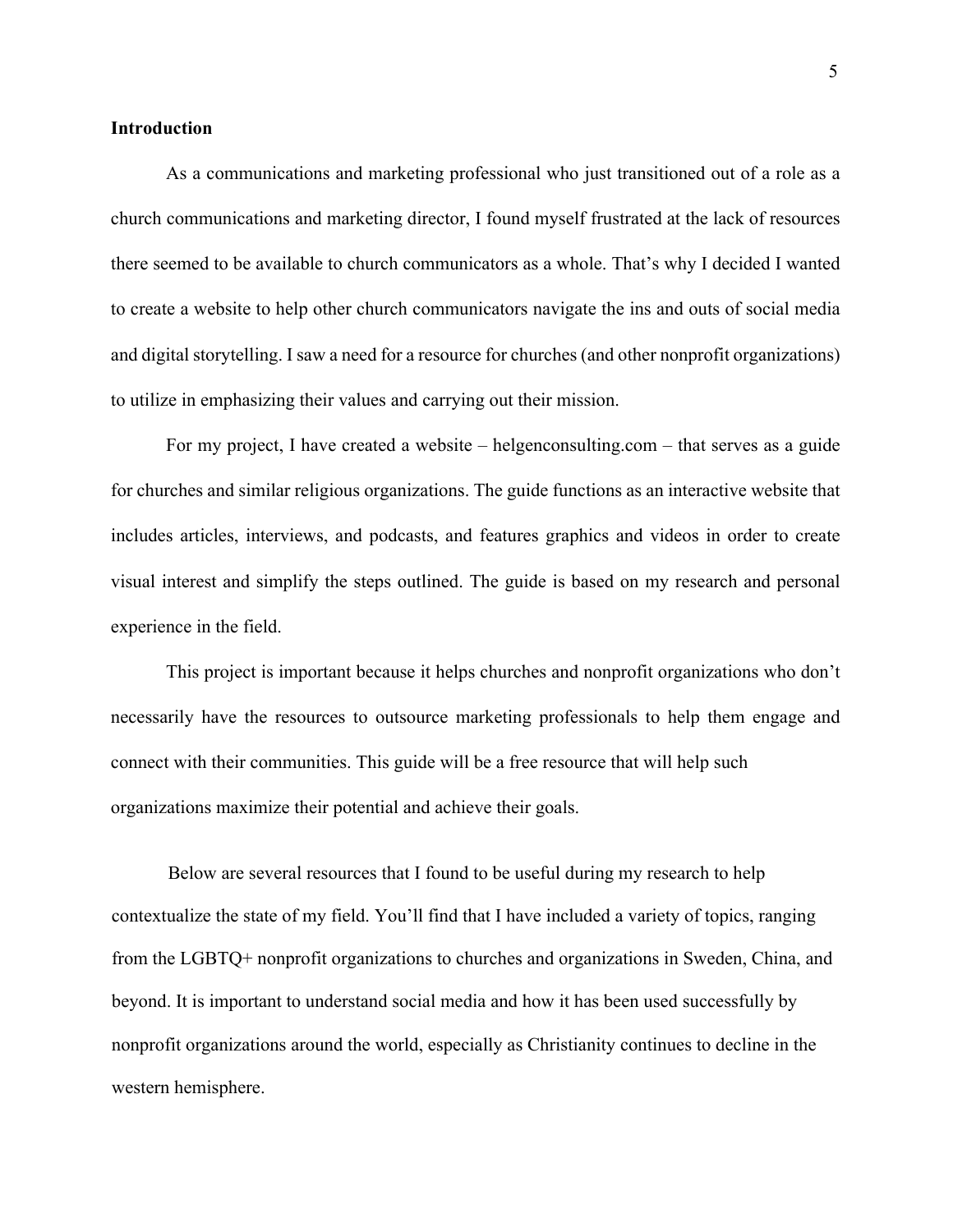## Introduction

As a communications and marketing professional who just transitioned out of a role as a church communications and marketing director, I found myself frustrated at the lack of resources there seemed to be available to church communicators as a whole. That's why I decided I wanted to create a website to help other church communicators navigate the ins and outs of social media and digital storytelling. I saw a need for a resource for churches (and other nonprofit organizations) to utilize in emphasizing their values and carrying out their mission.

For my project, I have created a website – helgenconsulting.com – that serves as a guide for churches and similar religious organizations. The guide functions as an interactive website that includes articles, interviews, and podcasts, and features graphics and videos in order to create visual interest and simplify the steps outlined. The guide is based on my research and personal experience in the field.

This project is important because it helps churches and nonprofit organizations who don't necessarily have the resources to outsource marketing professionals to help them engage and connect with their communities. This guide will be a free resource that will help such organizations maximize their potential and achieve their goals.

Below are several resources that I found to be useful during my research to help contextualize the state of my field. You'll find that I have included a variety of topics, ranging from the LGBTQ+ nonprofit organizations to churches and organizations in Sweden, China, and beyond. It is important to understand social media and how it has been used successfully by nonprofit organizations around the world, especially as Christianity continues to decline in the western hemisphere.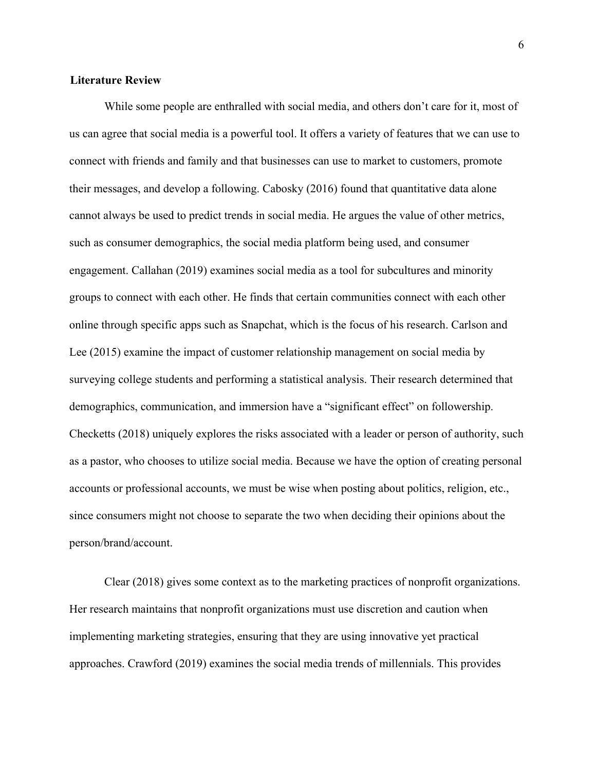**Literature Review**

While some people are enthralled with social media, and others don't care for it, most of us can agree that social media is a powerful tool. It offers a variety of features that we can use to connect with friends and family and that businesses can use to market to customers, promote their messages, and develop a following. Cabosky (2016) found that quantitative data alone cannot always be used to predict trends in social media. He argues the value of other metrics, such as consumer demographics, the social media platform being used, and consumer engagement. Callahan (2019) examines social media as a tool for subcultures and minority groups to connect with each other. He finds that certain communities connect with each other online through specific apps such as Snapchat, which is the focus of his research. Carlson and Lee (2015) examine the impact of customer relationship management on social media by surveying college students and performing a statistical analysis. Their research determined that demographics, communication, and immersion have a "significant effect" on followership. Checketts (2018) uniquely explores the risks associated with a leader or person of authority, such as a pastor, who chooses to utilize social media. Because we have the option of creating personal accounts or professional accounts, we must be wise when posting about politics, religion, etc., since consumers might not choose to separate the two when deciding their opinions about the person/brand/account.

Clear (2018) gives some context as to the marketing practices of nonprofit organizations. Her research maintains that nonprofit organizations must use discretion and caution when implementing marketing strategies, ensuring that they are using innovative yet practical approaches. Crawford (2019) examines the social media trends of millennials. This provides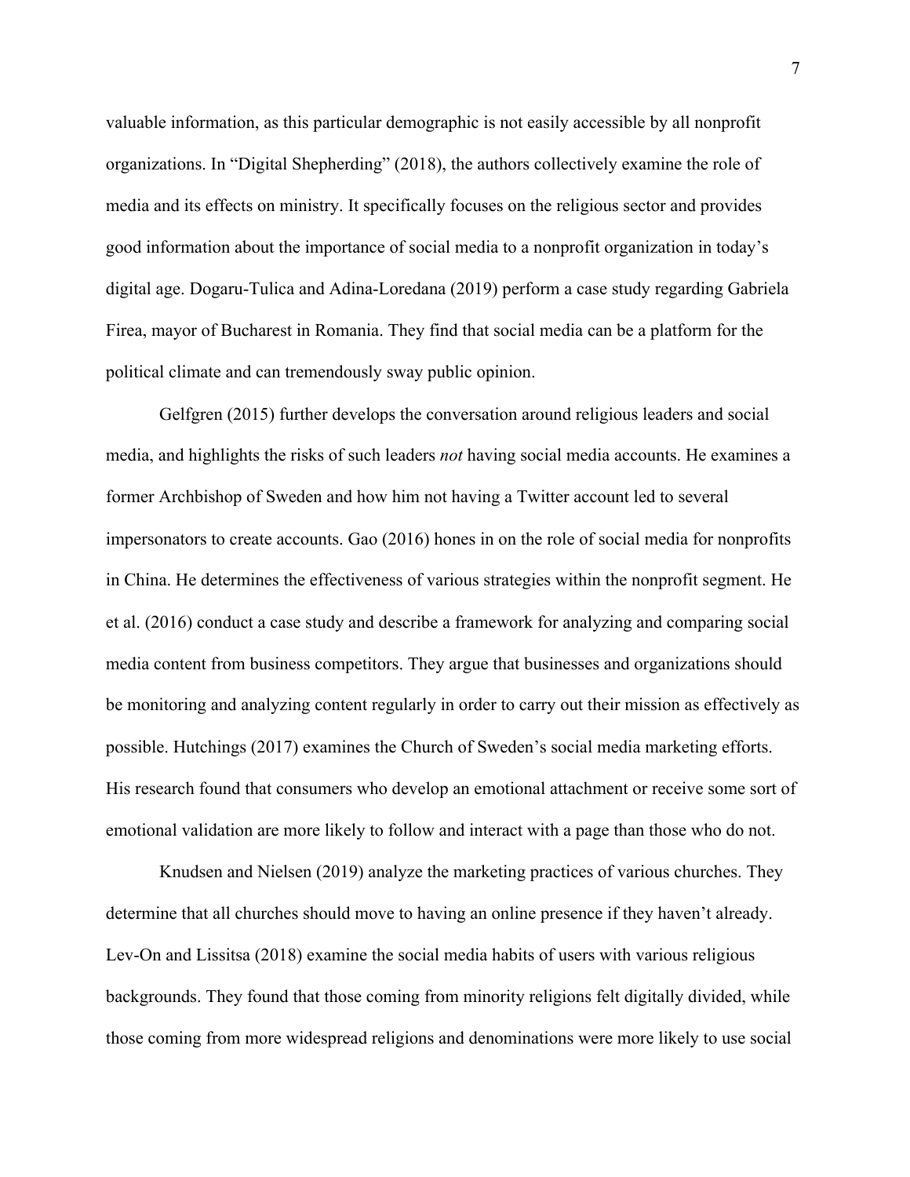valuable information, as this particular demographic is not easily accessible by all nonprofit organizations. In "Digital Shepherding" (2018), the authors collectively examine the role of media and its effects on ministry. It specifically focuses on the religious sector and provides good information about the importance of social media to a nonprofit organization in today's digital age. Dogaru-Tulica and Adina-Loredana (2019) perform a case study regarding Gabriela Firea, mayor of Bucharest in Romania. They find that social media can be a platform for the political climate and can tremendously sway public opinion.

Gelfgren (2015) further develops the conversation around religious leaders and social media, and highlights the risks of such leaders *not* having social media accounts. He examines a former Archbishop of Sweden and how him not having a Twitter account led to several impersonators to create accounts. Gao (2016) hones in on the role of social media for nonprofits in China. He determines the effectiveness of various strategies within the nonprofit segment. He et al. (2016) conduct a case study and describe a framework for analyzing and comparing social media content from business competitors. They argue that businesses and organizations should be monitoring and analyzing content regularly in order to carry out their mission as effectively as possible. Hutchings (2017) examines the Church of Sweden's social media marketing efforts. His research found that consumers who develop an emotional attachment or receive some sort of emotional validation are more likely to follow and interact with a page than those who do not.

Knudsen and Nielsen (2019) analyze the marketing practices of various churches. They determine that all churches should move to having an online presence if they haven't already. Lev-On and Lissitsa (2018) examine the social media habits of users with various religious backgrounds. They found that those coming from minority religions felt digitally divided, while those coming from more widespread religions and denominations were more likely to use social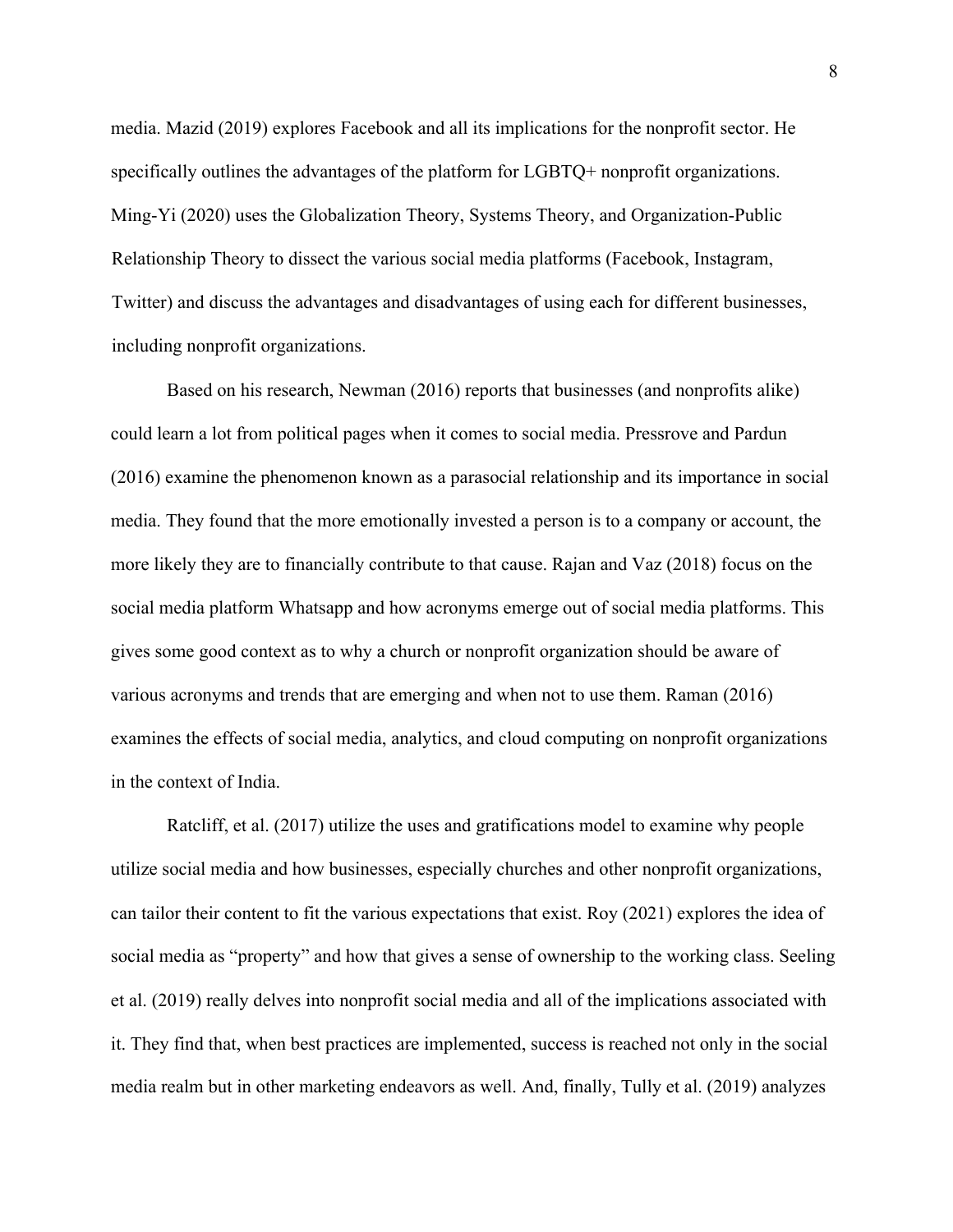media. Mazid (2019) explores Facebook and all its implications for the nonprofit sector. He specifically outlines the advantages of the platform for LGBTQ+ nonprofit organizations. Ming-Yi (2020) uses the Globalization Theory, Systems Theory, and Organization-Public Relationship Theory to dissect the various social media platforms (Facebook, Instagram, Twitter) and discuss the advantages and disadvantages of using each for different businesses, including nonprofit organizations.

Based on his research, Newman (2016) reports that businesses (and nonprofits alike) could learn a lot from political pages when it comes to social media. Pressrove and Pardun (2016) examine the phenomenon known as a parasocial relationship and its importance in social media. They found that the more emotionally invested a person is to a company or account, the more likely they are to financially contribute to that cause. Rajan and Vaz (2018) focus on the social media platform Whatsapp and how acronyms emerge out of social media platforms. This gives some good context as to why a church or nonprofit organization should be aware of various acronyms and trends that are emerging and when not to use them. Raman (2016) examines the effects of social media, analytics, and cloud computing on nonprofit organizations in the context of India.

Ratcliff, et al. (2017) utilize the uses and gratifications model to examine why people utilize social media and how businesses, especially churches and other nonprofit organizations, can tailor their content to fit the various expectations that exist. Roy (2021) explores the idea of social media as "property" and how that gives a sense of ownership to the working class. Seeling et al. (2019) really delves into nonprofit social media and all of the implications associated with it. They find that, when best practices are implemented, success is reached not only in the social media realm but in other marketing endeavors as well. And, finally, Tully et al. (2019) analyzes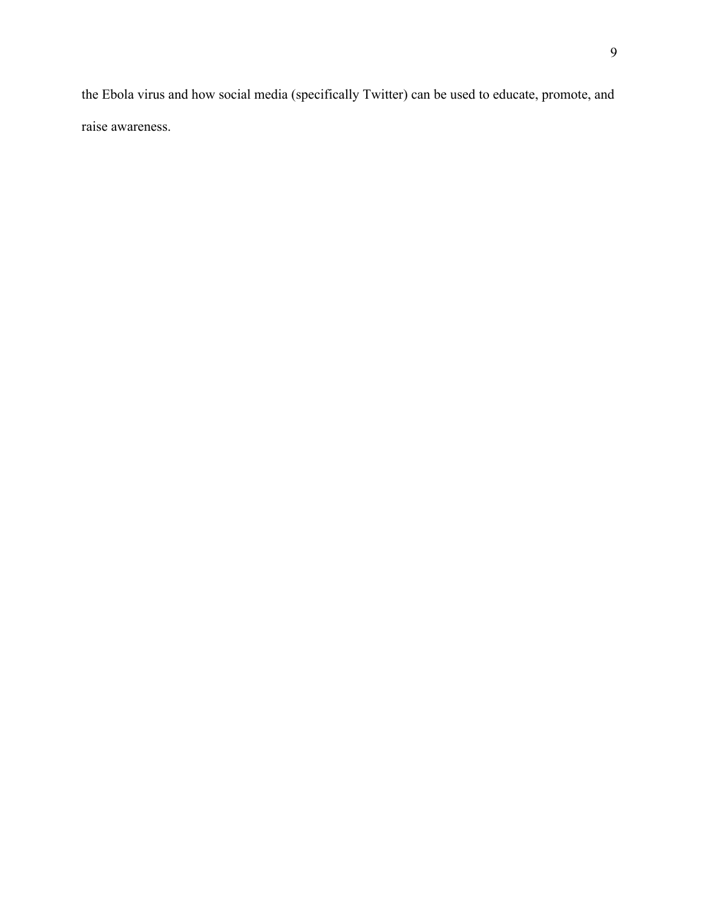the Ebola virus and how social media (specifically Twitter) can be used to educate, promote, and raise awareness.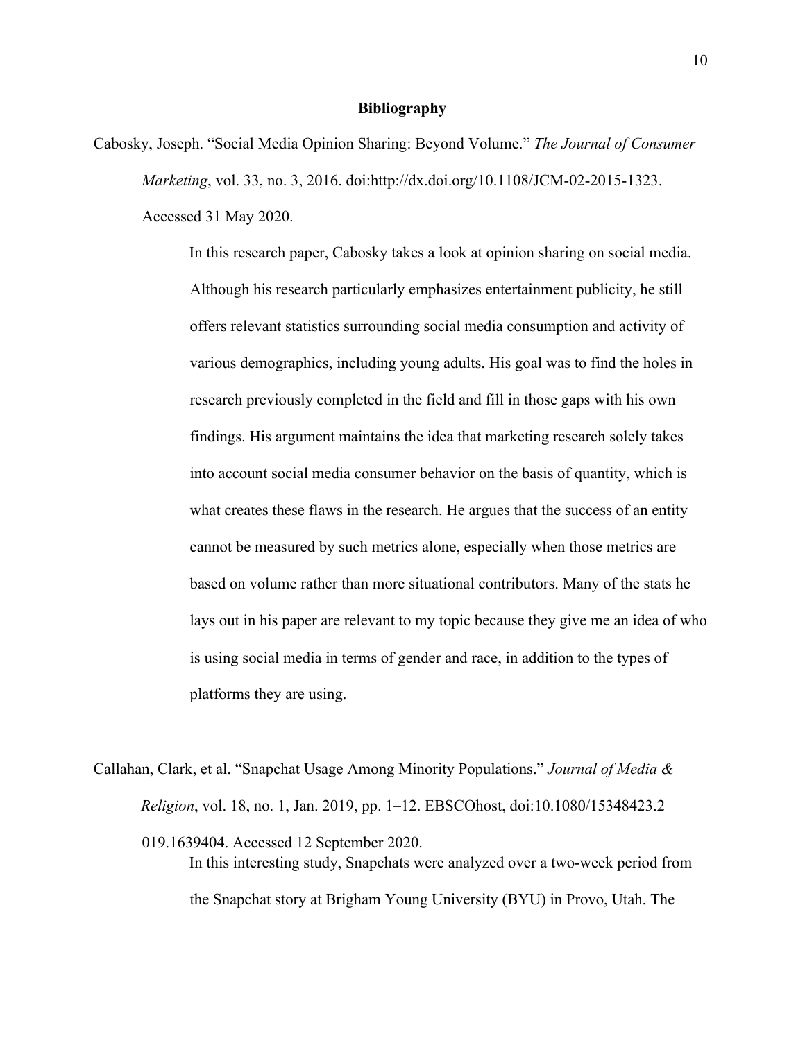**Bibliography**

Cabosky, Joseph. "Social Media Opinion Sharing: Beyond Volume." *The Journal of Consumer Marketing*, vol. 33, no. 3, 2016. doi:http://dx.doi.org/10.1108/JCM-02-2015-1323. Accessed 31 May 2020.

> In this research paper, Cabosky takes a look at opinion sharing on social media. Although his research particularly emphasizes entertainment publicity, he still offers relevant statistics surrounding social media consumption and activity of various demographics, including young adults. His goal was to find the holes in research previously completed in the field and fill in those gaps with his own findings. His argument maintains the idea that marketing research solely takes into account social media consumer behavior on the basis of quantity, which is what creates these flaws in the research. He argues that the success of an entity cannot be measured by such metrics alone, especially when those metrics are based on volume rather than more situational contributors. Many of the stats he lays out in his paper are relevant to my topic because they give me an idea of who is using social media in terms of gender and race, in addition to the types of platforms they are using.

Callahan, Clark, et al. "Snapchat Usage Among Minority Populations." *Journal of Media & Religion*, vol. 18, no. 1, Jan. 2019, pp. 1–12. EBSCOhost, doi:10.1080/15348423.2019.1639404. Accessed 12 September 2020.

> In this interesting study, Snapchats were analyzed over a two-week period from the Snapchat story at Brigham Young University (BYU) in Provo, Utah. The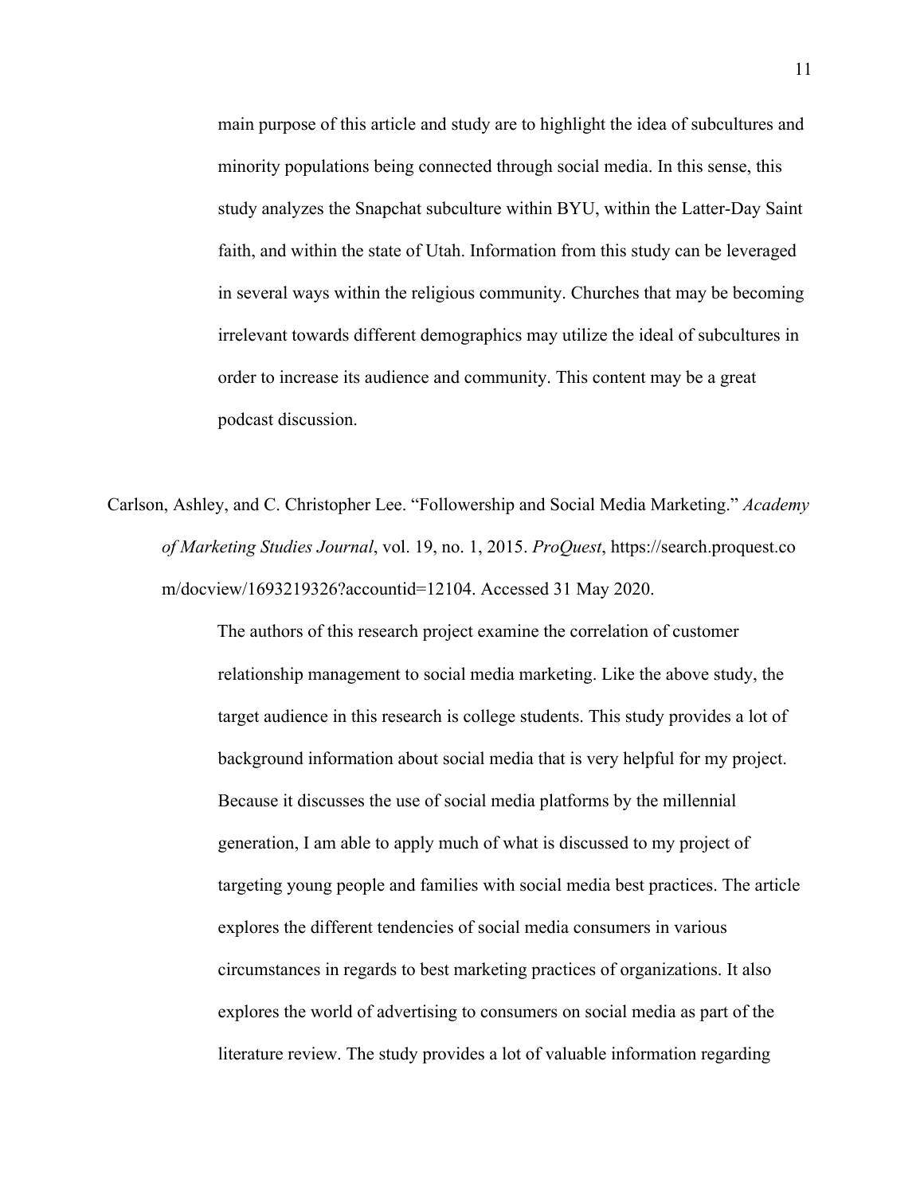main purpose of this article and study are to highlight the idea of subcultures and minority populations being connected through social media. In this sense, this study analyzes the Snapchat subculture within BYU, within the Latter-Day Saint faith, and within the state of Utah. Information from this study can be leveraged in several ways within the religious community. Churches that may be becoming irrelevant towards different demographics may utilize the ideal of subcultures in order to increase its audience and community. This content may be a great podcast discussion.

Carlson, Ashley, and C. Christopher Lee. "Followership and Social Media Marketing." *Academy of Marketing Studies Journal*, vol. 19, no. 1, 2015. *ProQuest*, https://search.proquest.com/docview/1693219326?accountid=12104. Accessed 31 May 2020.

The authors of this research project examine the correlation of customer relationship management to social media marketing. Like the above study, the target audience in this research is college students. This study provides a lot of background information about social media that is very helpful for my project. Because it discusses the use of social media platforms by the millennial generation, I am able to apply much of what is discussed to my project of targeting young people and families with social media best practices. The article explores the different tendencies of social media consumers in various circumstances in regards to best marketing practices of organizations. It also explores the world of advertising to consumers on social media as part of the literature review. The study provides a lot of valuable information regarding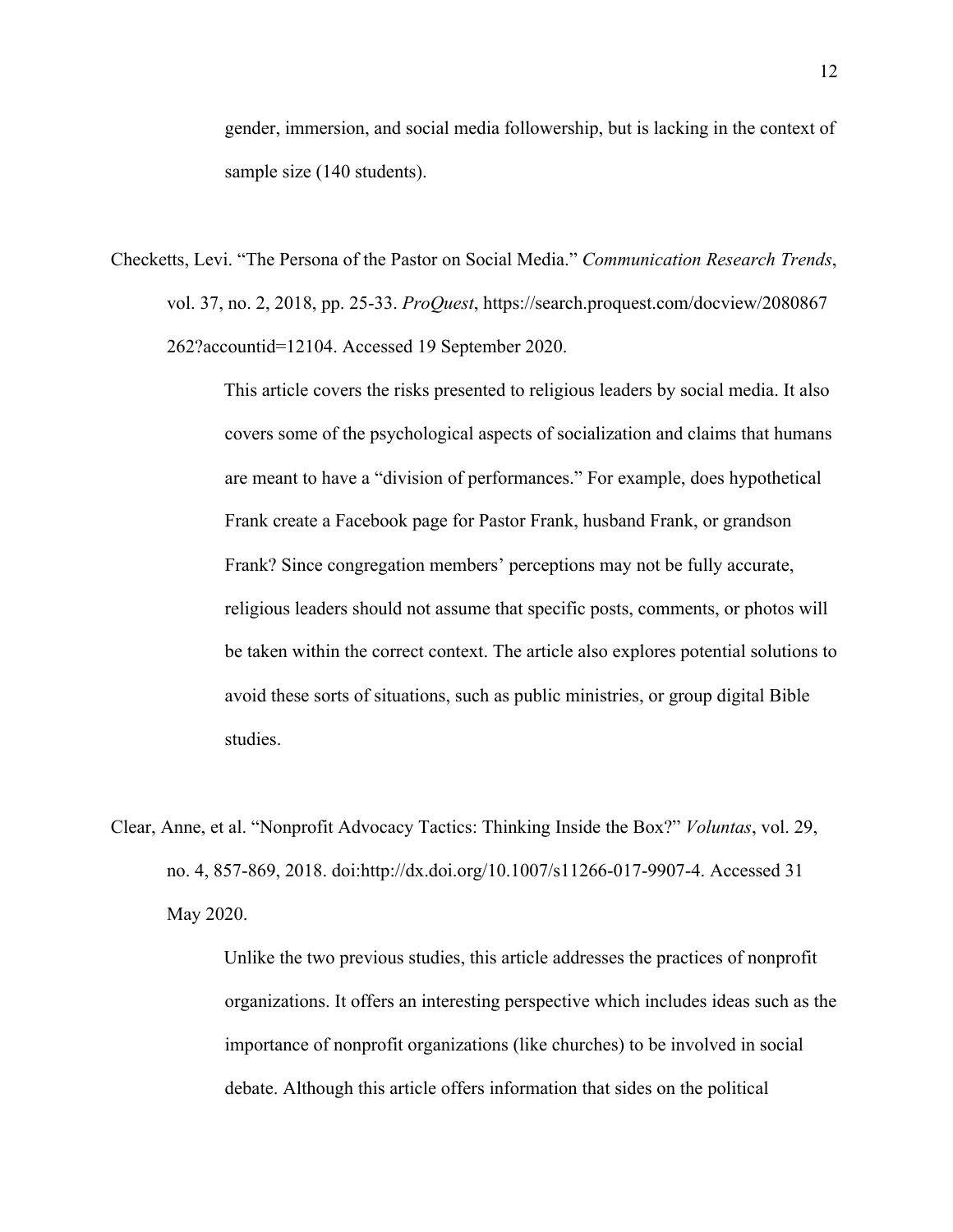gender, immersion, and social media followership, but is lacking in the context of sample size (140 students).

Checketts, Levi. "The Persona of the Pastor on Social Media." *Communication Research Trends*, vol. 37, no. 2, 2018, pp. 25-33. *ProQuest*, https://search.proquest.com/docview/2080867262?accountid=12104. Accessed 19 September 2020.

> This article covers the risks presented to religious leaders by social media. It also covers some of the psychological aspects of socialization and claims that humans are meant to have a "division of performances." For example, does hypothetical Frank create a Facebook page for Pastor Frank, husband Frank, or grandson Frank? Since congregation members' perceptions may not be fully accurate, religious leaders should not assume that specific posts, comments, or photos will be taken within the correct context. The article also explores potential solutions to avoid these sorts of situations, such as public ministries, or group digital Bible studies.

Clear, Anne, et al. "Nonprofit Advocacy Tactics: Thinking Inside the Box?" *Voluntas*, vol. 29, no. 4, 857-869, 2018. doi:http://dx.doi.org/10.1007/s11266-017-9907-4. Accessed 31 May 2020.

> Unlike the two previous studies, this article addresses the practices of nonprofit organizations. It offers an interesting perspective which includes ideas such as the importance of nonprofit organizations (like churches) to be involved in social debate. Although this article offers information that sides on the political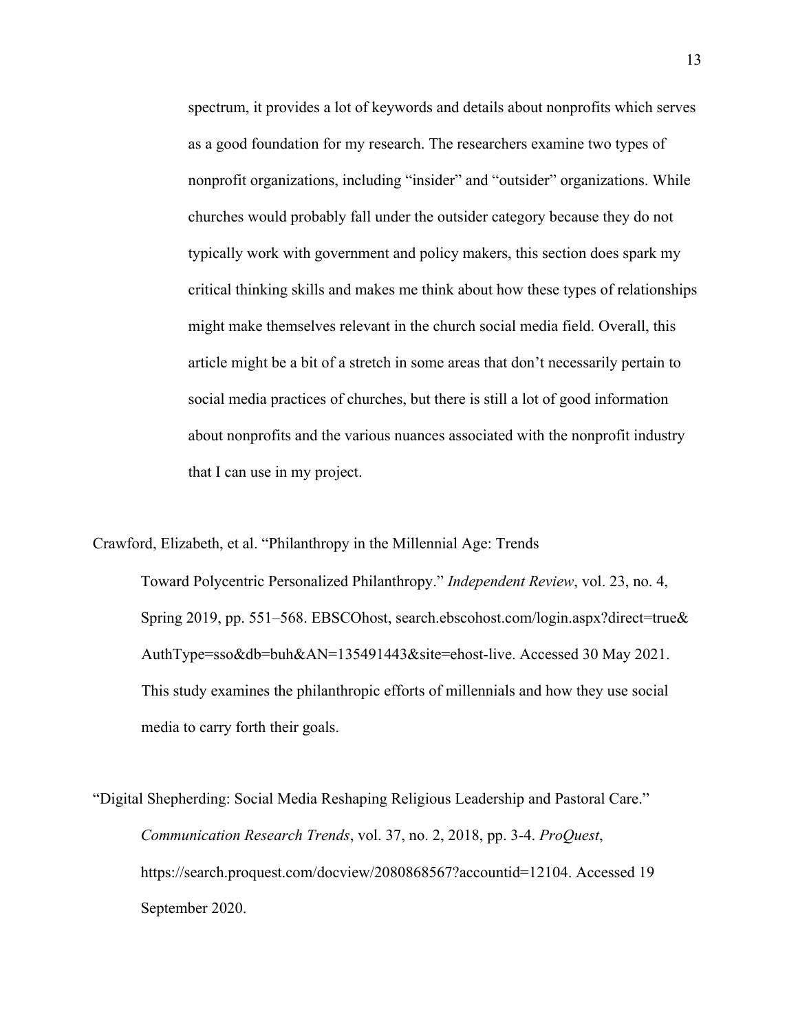spectrum, it provides a lot of keywords and details about nonprofits which serves as a good foundation for my research. The researchers examine two types of nonprofit organizations, including "insider" and "outsider" organizations. While churches would probably fall under the outsider category because they do not typically work with government and policy makers, this section does spark my critical thinking skills and makes me think about how these types of relationships might make themselves relevant in the church social media field. Overall, this article might be a bit of a stretch in some areas that don't necessarily pertain to social media practices of churches, but there is still a lot of good information about nonprofits and the various nuances associated with the nonprofit industry that I can use in my project.

Crawford, Elizabeth, et al. "Philanthropy in the Millennial Age: Trends Toward Polycentric Personalized Philanthropy." *Independent Review*, vol. 23, no. 4, Spring 2019, pp. 551–568. EBSCOhost, search.ebscohost.com/login.aspx?direct=true&AuthType=sso&db=buh&AN=135491443&site=ehost-live. Accessed 30 May 2021. This study examines the philanthropic efforts of millennials and how they use social media to carry forth their goals.

"Digital Shepherding: Social Media Reshaping Religious Leadership and Pastoral Care." *Communication Research Trends*, vol. 37, no. 2, 2018, pp. 3-4. *ProQuest*, https://search.proquest.com/docview/2080868567?accountid=12104. Accessed 19 September 2020.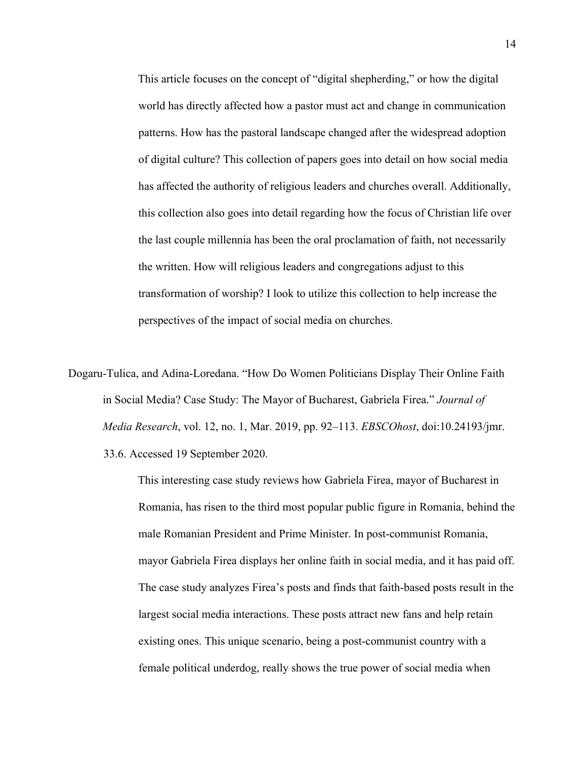This article focuses on the concept of "digital shepherding," or how the digital world has directly affected how a pastor must act and change in communication patterns. How has the pastoral landscape changed after the widespread adoption of digital culture? This collection of papers goes into detail on how social media has affected the authority of religious leaders and churches overall. Additionally, this collection also goes into detail regarding how the focus of Christian life over the last couple millennia has been the oral proclamation of faith, not necessarily the written. How will religious leaders and congregations adjust to this transformation of worship? I look to utilize this collection to help increase the perspectives of the impact of social media on churches.

Dogaru-Tulica, and Adina-Loredana. "How Do Women Politicians Display Their Online Faith in Social Media? Case Study: The Mayor of Bucharest, Gabriela Firea." *Journal of Media Research*, vol. 12, no. 1, Mar. 2019, pp. 92–113. *EBSCOhost*, doi:10.24193/jmr.33.6. Accessed 19 September 2020.

This interesting case study reviews how Gabriela Firea, mayor of Bucharest in Romania, has risen to the third most popular public figure in Romania, behind the male Romanian President and Prime Minister. In post-communist Romania, mayor Gabriela Firea displays her online faith in social media, and it has paid off. The case study analyzes Firea's posts and finds that faith-based posts result in the largest social media interactions. These posts attract new fans and help retain existing ones. This unique scenario, being a post-communist country with a female political underdog, really shows the true power of social media when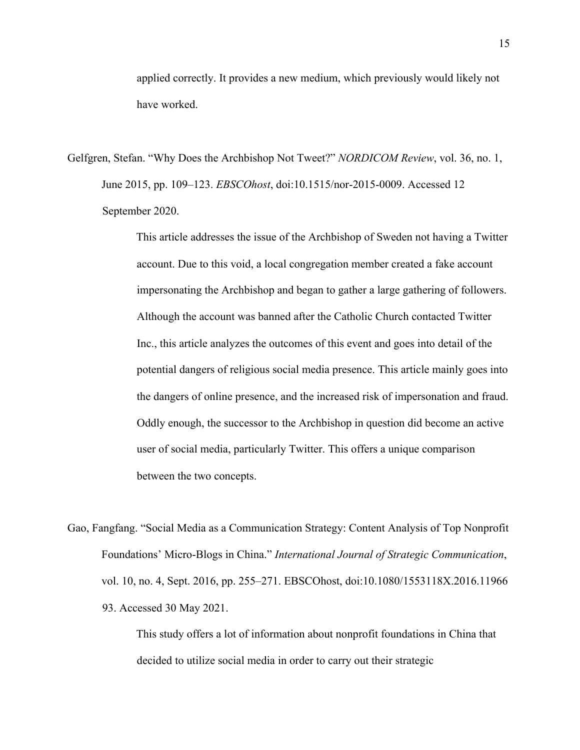applied correctly. It provides a new medium, which previously would likely not have worked.

Gelfgren, Stefan. "Why Does the Archbishop Not Tweet?" *NORDICOM Review*, vol. 36, no. 1, June 2015, pp. 109–123. *EBSCOhost*, doi:10.1515/nor-2015-0009. Accessed 12 September 2020.

> This article addresses the issue of the Archbishop of Sweden not having a Twitter account. Due to this void, a local congregation member created a fake account impersonating the Archbishop and began to gather a large gathering of followers. Although the account was banned after the Catholic Church contacted Twitter Inc., this article analyzes the outcomes of this event and goes into detail of the potential dangers of religious social media presence. This article mainly goes into the dangers of online presence, and the increased risk of impersonation and fraud. Oddly enough, the successor to the Archbishop in question did become an active user of social media, particularly Twitter. This offers a unique comparison between the two concepts.

Gao, Fangfang. "Social Media as a Communication Strategy: Content Analysis of Top Nonprofit Foundations' Micro-Blogs in China." *International Journal of Strategic Communication*, vol. 10, no. 4, Sept. 2016, pp. 255–271. EBSCOhost, doi:10.1080/1553118X.2016.1196693. Accessed 30 May 2021.

> This study offers a lot of information about nonprofit foundations in China that decided to utilize social media in order to carry out their strategic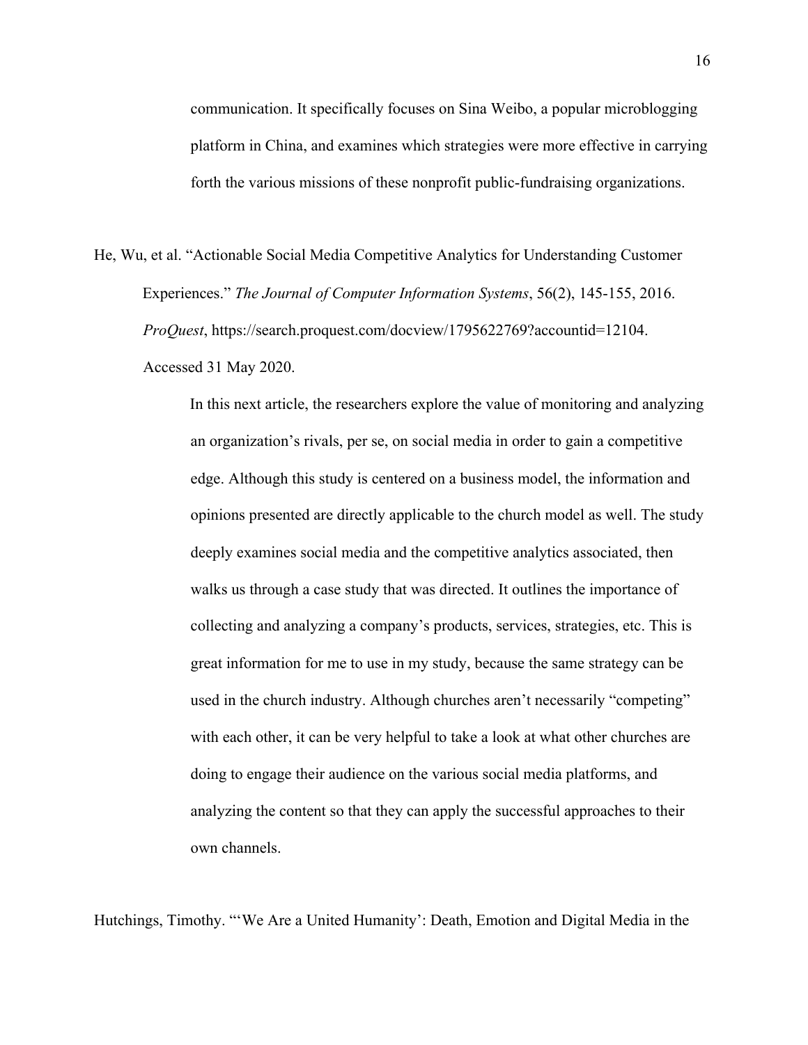communication. It specifically focuses on Sina Weibo, a popular microblogging platform in China, and examines which strategies were more effective in carrying forth the various missions of these nonprofit public-fundraising organizations.

He, Wu, et al. "Actionable Social Media Competitive Analytics for Understanding Customer Experiences." *The Journal of Computer Information Systems*, 56(2), 145-155, 2016. *ProQuest*, https://search.proquest.com/docview/1795622769?accountid=12104. Accessed 31 May 2020.

> In this next article, the researchers explore the value of monitoring and analyzing an organization's rivals, per se, on social media in order to gain a competitive edge. Although this study is centered on a business model, the information and opinions presented are directly applicable to the church model as well. The study deeply examines social media and the competitive analytics associated, then walks us through a case study that was directed. It outlines the importance of collecting and analyzing a company's products, services, strategies, etc. This is great information for me to use in my study, because the same strategy can be used in the church industry. Although churches aren't necessarily "competing" with each other, it can be very helpful to take a look at what other churches are doing to engage their audience on the various social media platforms, and analyzing the content so that they can apply the successful approaches to their own channels.

Hutchings, Timothy. "'We Are a United Humanity': Death, Emotion and Digital Media in the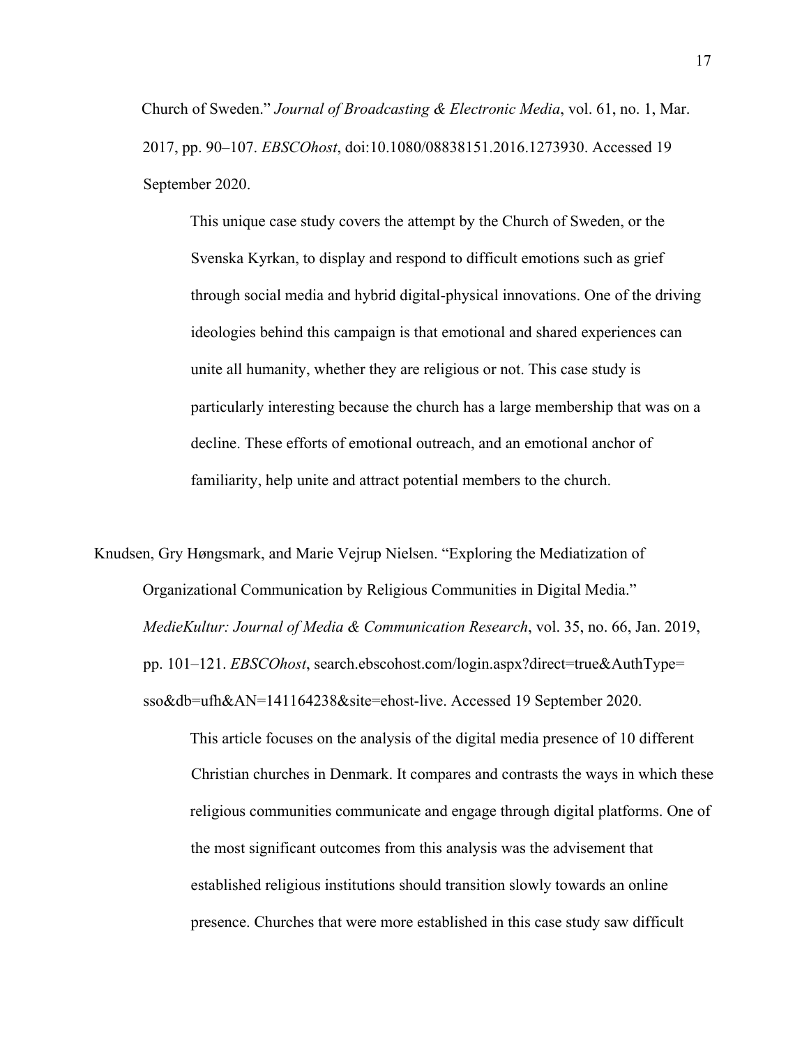Church of Sweden." *Journal of Broadcasting & Electronic Media*, vol. 61, no. 1, Mar. 2017, pp. 90–107. *EBSCOhost*, doi:10.1080/08838151.2016.1273930. Accessed 19 September 2020.

> This unique case study covers the attempt by the Church of Sweden, or the Svenska Kyrkan, to display and respond to difficult emotions such as grief through social media and hybrid digital-physical innovations. One of the driving ideologies behind this campaign is that emotional and shared experiences can unite all humanity, whether they are religious or not. This case study is particularly interesting because the church has a large membership that was on a decline. These efforts of emotional outreach, and an emotional anchor of familiarity, help unite and attract potential members to the church.

Knudsen, Gry Høngsmark, and Marie Vejrup Nielsen. "Exploring the Mediatization of Organizational Communication by Religious Communities in Digital Media." *MedieKultur: Journal of Media & Communication Research*, vol. 35, no. 66, Jan. 2019, pp. 101–121. *EBSCOhost*, search.ebscohost.com/login.aspx?direct=true&AuthType=sso&db=ufh&AN=141164238&site=ehost-live. Accessed 19 September 2020.

> This article focuses on the analysis of the digital media presence of 10 different Christian churches in Denmark. It compares and contrasts the ways in which these religious communities communicate and engage through digital platforms. One of the most significant outcomes from this analysis was the advisement that established religious institutions should transition slowly towards an online presence. Churches that were more established in this case study saw difficult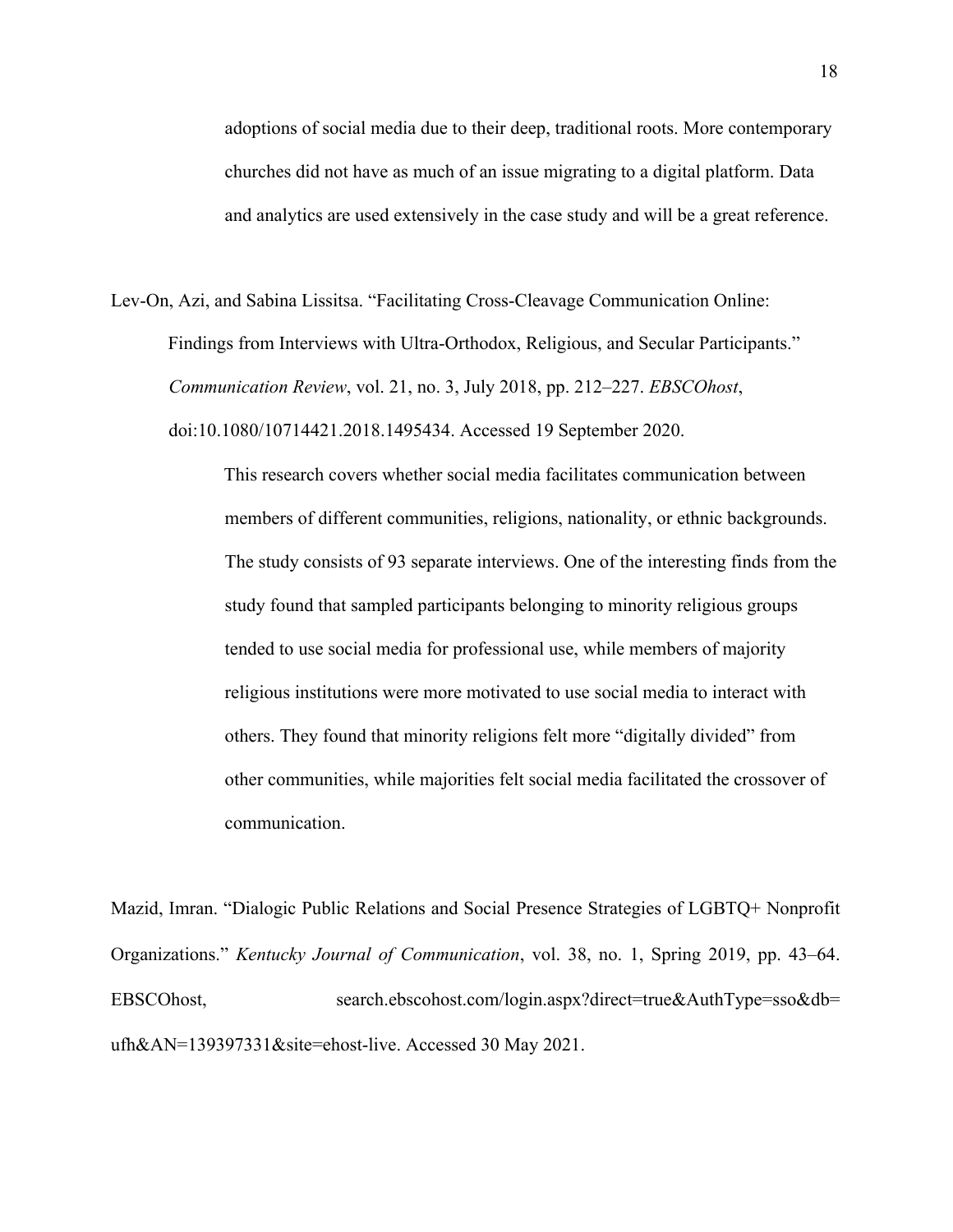adoptions of social media due to their deep, traditional roots. More contemporary churches did not have as much of an issue migrating to a digital platform. Data and analytics are used extensively in the case study and will be a great reference.

Lev-On, Azi, and Sabina Lissitsa. "Facilitating Cross-Cleavage Communication Online: Findings from Interviews with Ultra-Orthodox, Religious, and Secular Participants." *Communication Review*, vol. 21, no. 3, July 2018, pp. 212–227. *EBSCOhost*, doi:10.1080/10714421.2018.1495434. Accessed 19 September 2020.

> This research covers whether social media facilitates communication between members of different communities, religions, nationality, or ethnic backgrounds. The study consists of 93 separate interviews. One of the interesting finds from the study found that sampled participants belonging to minority religious groups tended to use social media for professional use, while members of majority religious institutions were more motivated to use social media to interact with others. They found that minority religions felt more "digitally divided" from other communities, while majorities felt social media facilitated the crossover of communication.

Mazid, Imran. "Dialogic Public Relations and Social Presence Strategies of LGBTQ+ Nonprofit Organizations." *Kentucky Journal of Communication*, vol. 38, no. 1, Spring 2019, pp. 43–64. EBSCOhost, search.ebscohost.com/login.aspx?direct=true&AuthType=sso&db=ufh&AN=139397331&site=ehost-live. Accessed 30 May 2021.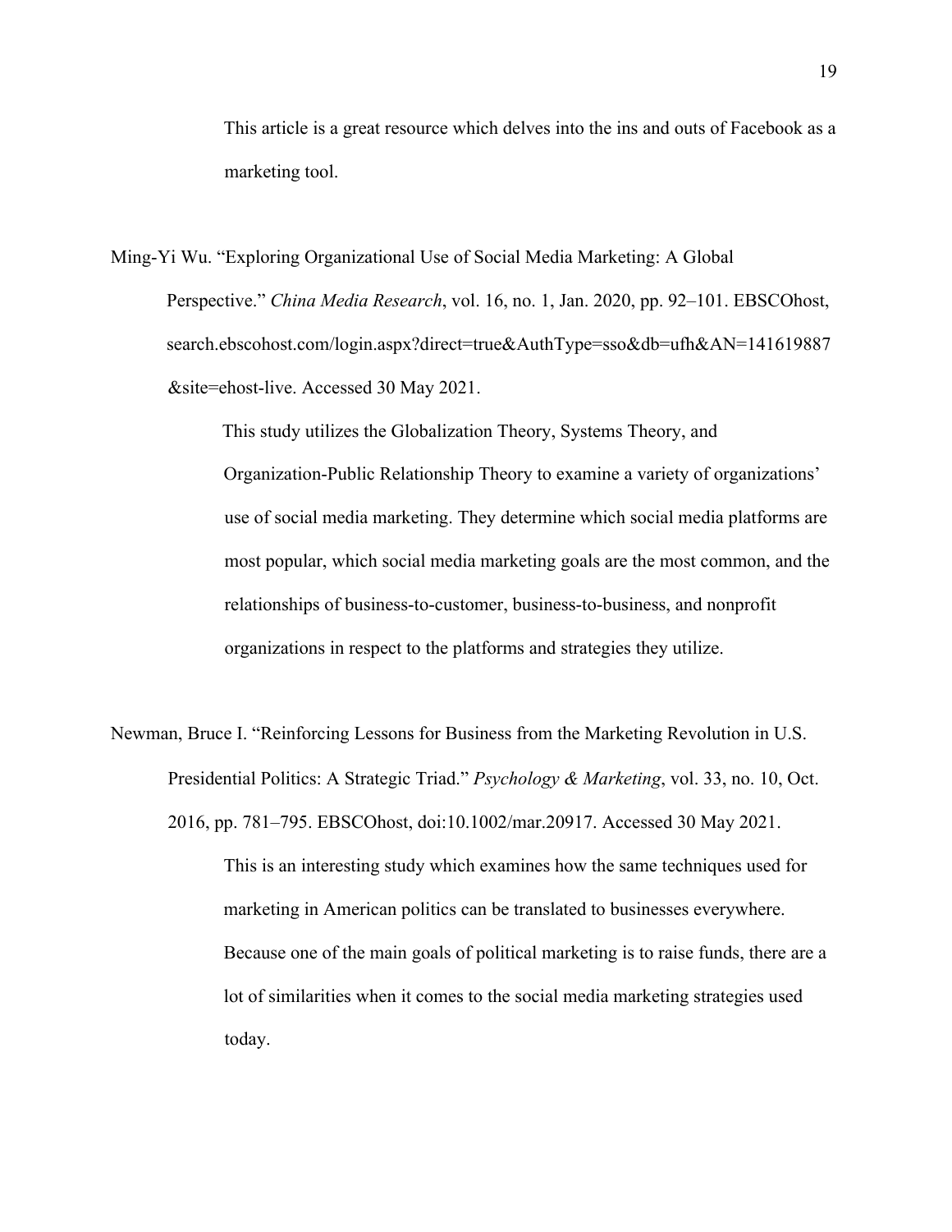This article is a great resource which delves into the ins and outs of Facebook as a marketing tool.

Ming-Yi Wu. "Exploring Organizational Use of Social Media Marketing: A Global Perspective." *China Media Research*, vol. 16, no. 1, Jan. 2020, pp. 92–101. EBSCOhost, search.ebscohost.com/login.aspx?direct=true&AuthType=sso&db=ufh&AN=141619887&site=ehost-live. Accessed 30 May 2021.

This study utilizes the Globalization Theory, Systems Theory, and Organization-Public Relationship Theory to examine a variety of organizations' use of social media marketing. They determine which social media platforms are most popular, which social media marketing goals are the most common, and the relationships of business-to-customer, business-to-business, and nonprofit organizations in respect to the platforms and strategies they utilize.

Newman, Bruce I. "Reinforcing Lessons for Business from the Marketing Revolution in U.S. Presidential Politics: A Strategic Triad." *Psychology & Marketing*, vol. 33, no. 10, Oct. 2016, pp. 781–795. EBSCOhost, doi:10.1002/mar.20917. Accessed 30 May 2021.

This is an interesting study which examines how the same techniques used for marketing in American politics can be translated to businesses everywhere. Because one of the main goals of political marketing is to raise funds, there are a lot of similarities when it comes to the social media marketing strategies used today.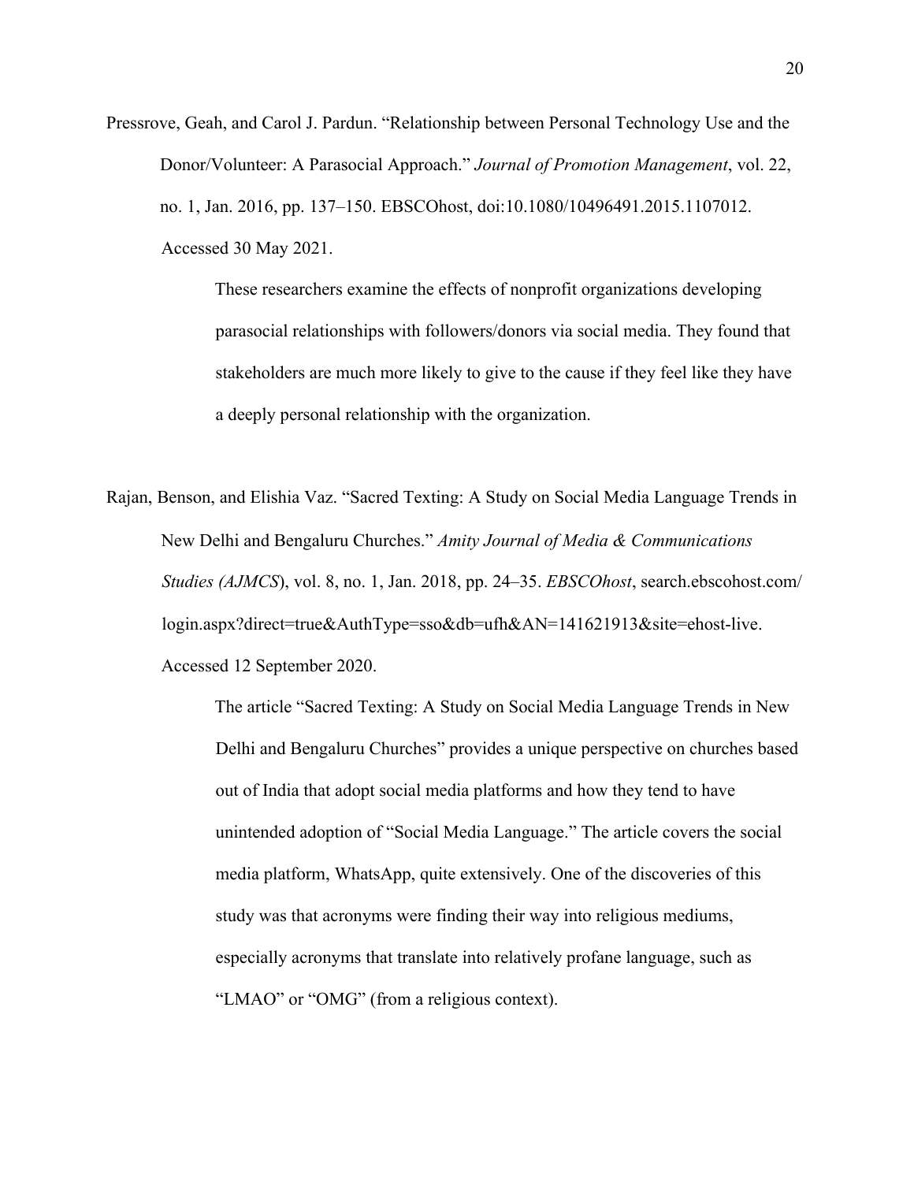Pressrove, Geah, and Carol J. Pardun. "Relationship between Personal Technology Use and the Donor/Volunteer: A Parasocial Approach." *Journal of Promotion Management*, vol. 22, no. 1, Jan. 2016, pp. 137–150. EBSCOhost, doi:10.1080/10496491.2015.1107012. Accessed 30 May 2021.

> These researchers examine the effects of nonprofit organizations developing parasocial relationships with followers/donors via social media. They found that stakeholders are much more likely to give to the cause if they feel like they have a deeply personal relationship with the organization.

Rajan, Benson, and Elishia Vaz. "Sacred Texting: A Study on Social Media Language Trends in New Delhi and Bengaluru Churches." *Amity Journal of Media & Communications Studies (AJMCS*), vol. 8, no. 1, Jan. 2018, pp. 24–35. *EBSCOhost*, search.ebscohost.com/login.aspx?direct=true&AuthType=sso&db=ufh&AN=141621913&site=ehost-live. Accessed 12 September 2020.

> The article "Sacred Texting: A Study on Social Media Language Trends in New Delhi and Bengaluru Churches" provides a unique perspective on churches based out of India that adopt social media platforms and how they tend to have unintended adoption of "Social Media Language." The article covers the social media platform, WhatsApp, quite extensively. One of the discoveries of this study was that acronyms were finding their way into religious mediums, especially acronyms that translate into relatively profane language, such as "LMAO" or "OMG" (from a religious context).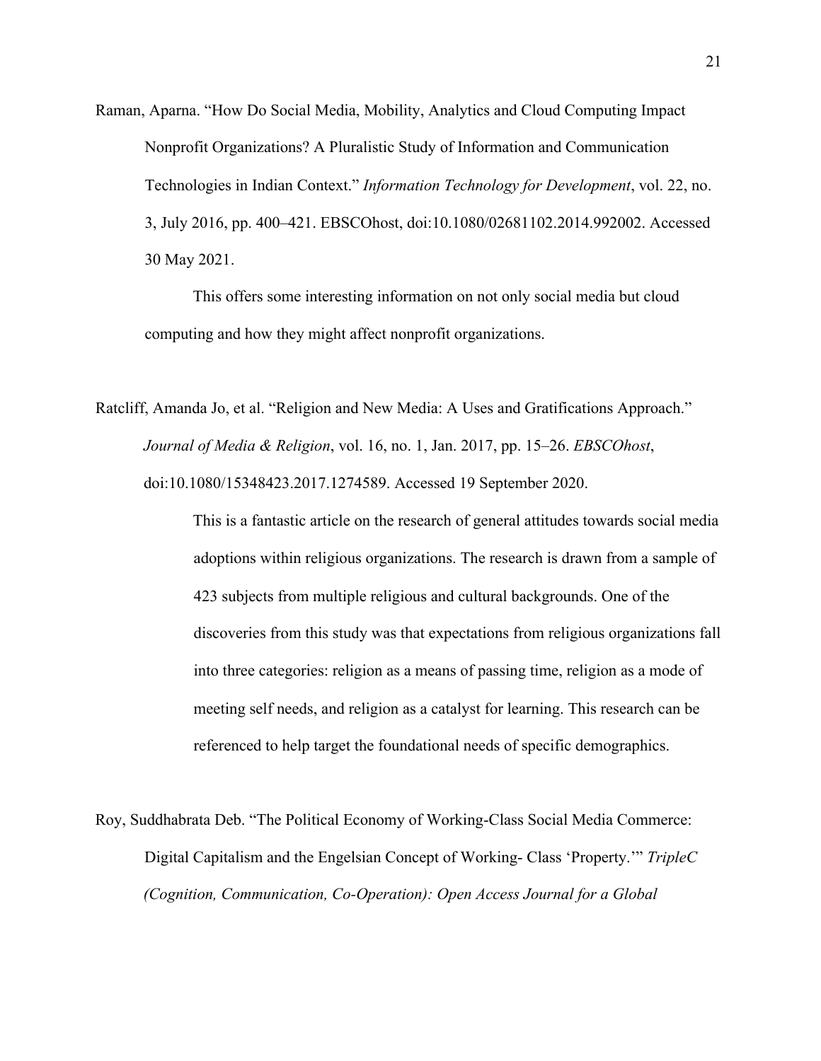Raman, Aparna. "How Do Social Media, Mobility, Analytics and Cloud Computing Impact Nonprofit Organizations? A Pluralistic Study of Information and Communication Technologies in Indian Context." *Information Technology for Development*, vol. 22, no. 3, July 2016, pp. 400–421. EBSCOhost, doi:10.1080/02681102.2014.992002. Accessed 30 May 2021.

This offers some interesting information on not only social media but cloud computing and how they might affect nonprofit organizations.

Ratcliff, Amanda Jo, et al. "Religion and New Media: A Uses and Gratifications Approach." *Journal of Media & Religion*, vol. 16, no. 1, Jan. 2017, pp. 15–26. *EBSCOhost*, doi:10.1080/15348423.2017.1274589. Accessed 19 September 2020.

This is a fantastic article on the research of general attitudes towards social media adoptions within religious organizations. The research is drawn from a sample of 423 subjects from multiple religious and cultural backgrounds. One of the discoveries from this study was that expectations from religious organizations fall into three categories: religion as a means of passing time, religion as a mode of meeting self needs, and religion as a catalyst for learning. This research can be referenced to help target the foundational needs of specific demographics.

Roy, Suddhabrata Deb. "The Political Economy of Working-Class Social Media Commerce: Digital Capitalism and the Engelsian Concept of Working- Class 'Property.'" *TripleC (Cognition, Communication, Co-Operation): Open Access Journal for a Global*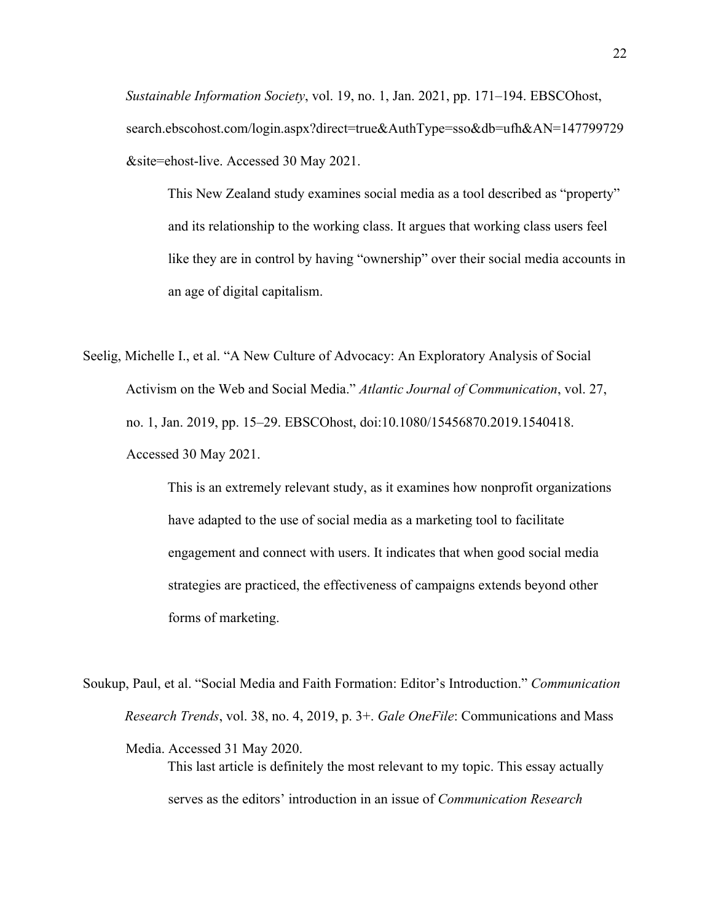*Sustainable Information Society*, vol. 19, no. 1, Jan. 2021, pp. 171–194. EBSCOhost, search.ebscohost.com/login.aspx?direct=true&AuthType=sso&db=ufh&AN=147799729&site=ehost-live. Accessed 30 May 2021.

This New Zealand study examines social media as a tool described as "property" and its relationship to the working class. It argues that working class users feel like they are in control by having "ownership" over their social media accounts in an age of digital capitalism.

Seelig, Michelle I., et al. "A New Culture of Advocacy: An Exploratory Analysis of Social Activism on the Web and Social Media." *Atlantic Journal of Communication*, vol. 27, no. 1, Jan. 2019, pp. 15–29. EBSCOhost, doi:10.1080/15456870.2019.1540418. Accessed 30 May 2021.

This is an extremely relevant study, as it examines how nonprofit organizations have adapted to the use of social media as a marketing tool to facilitate engagement and connect with users. It indicates that when good social media strategies are practiced, the effectiveness of campaigns extends beyond other forms of marketing.

Soukup, Paul, et al. "Social Media and Faith Formation: Editor's Introduction." *Communication Research Trends*, vol. 38, no. 4, 2019, p. 3+. *Gale OneFile*: Communications and Mass Media. Accessed 31 May 2020.

This last article is definitely the most relevant to my topic. This essay actually serves as the editors' introduction in an issue of *Communication Research*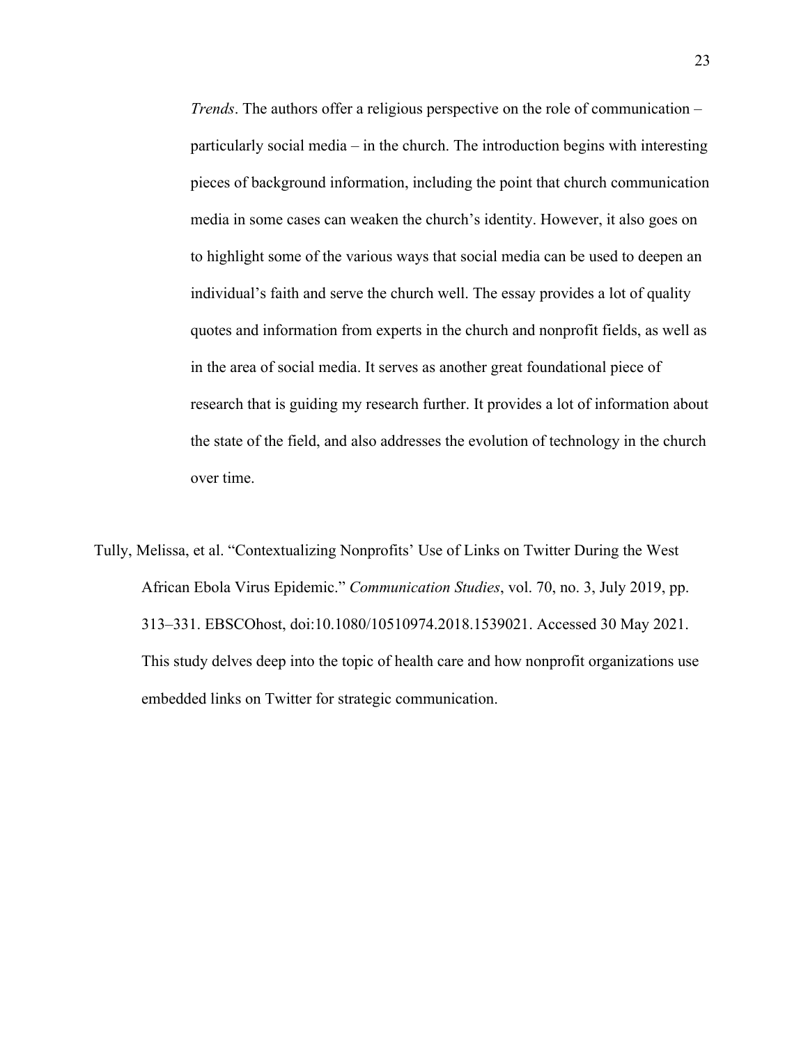*Trends*. The authors offer a religious perspective on the role of communication – particularly social media – in the church. The introduction begins with interesting pieces of background information, including the point that church communication media in some cases can weaken the church's identity. However, it also goes on to highlight some of the various ways that social media can be used to deepen an individual's faith and serve the church well. The essay provides a lot of quality quotes and information from experts in the church and nonprofit fields, as well as in the area of social media. It serves as another great foundational piece of research that is guiding my research further. It provides a lot of information about the state of the field, and also addresses the evolution of technology in the church over time.

Tully, Melissa, et al. "Contextualizing Nonprofits' Use of Links on Twitter During the West African Ebola Virus Epidemic." *Communication Studies*, vol. 70, no. 3, July 2019, pp. 313–331. EBSCOhost, doi:10.1080/10510974.2018.1539021. Accessed 30 May 2021. This study delves deep into the topic of health care and how nonprofit organizations use embedded links on Twitter for strategic communication.